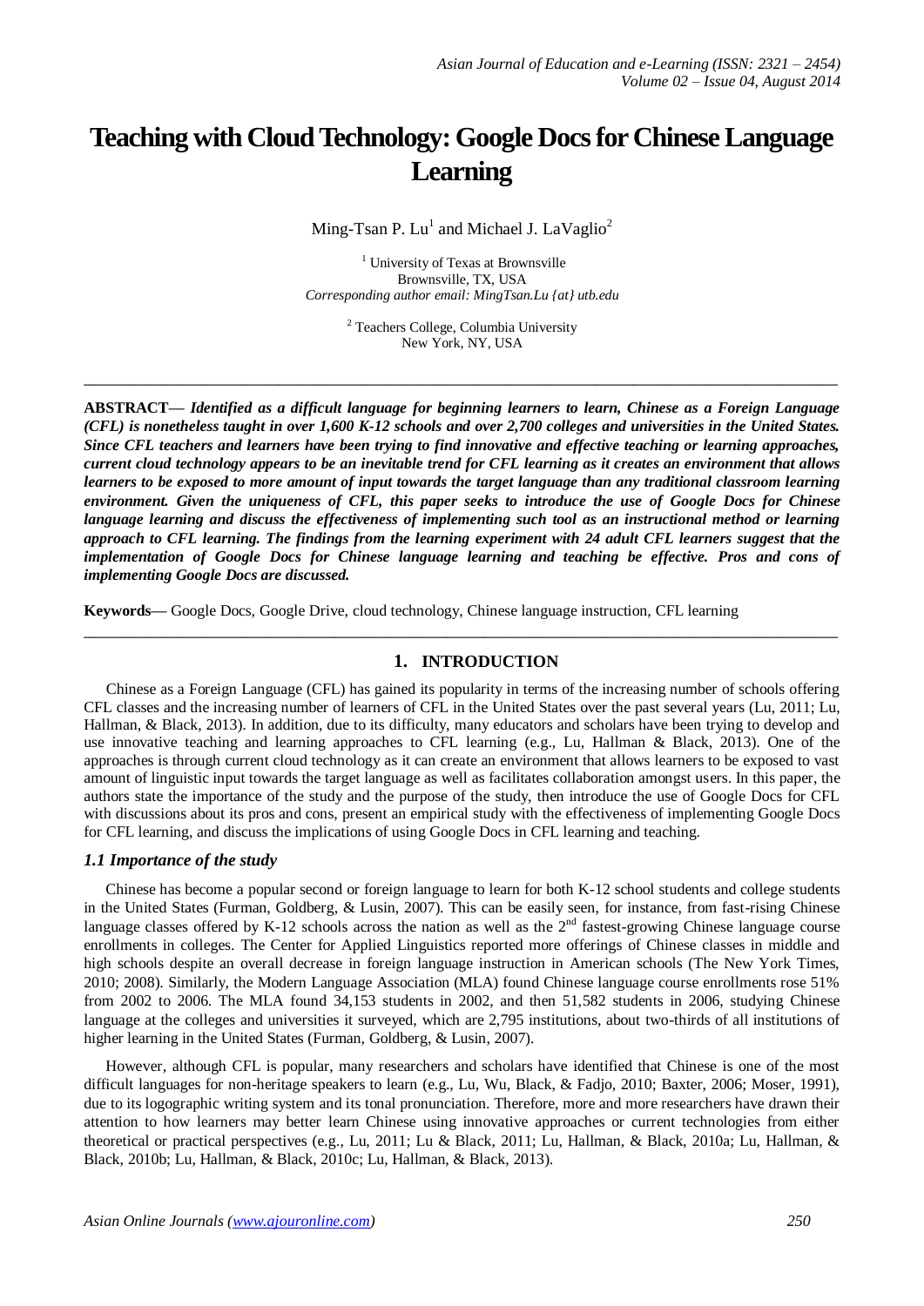# Teaching with Cloud Technology: Google Docs for Chinese Language Learning

Ming-Tsan P. Lu[1] and Michael J. LaVaglio[2]

[1] University of Texas at Brownsville
Brownsville, TX, USA
*Corresponding author email: MingTsan.Lu {at} utb.edu*

[2] Teachers College, Columbia University
New York, NY, USA

---

**ABSTRACT—** ***Identified as a difficult language for beginning learners to learn, Chinese as a Foreign Language (CFL) is nonetheless taught in over 1,600 K-12 schools and over 2,700 colleges and universities in the United States. Since CFL teachers and learners have been trying to find innovative and effective teaching or learning approaches, current cloud technology appears to be an inevitable trend for CFL learning as it creates an environment that allows learners to be exposed to more amount of input towards the target language than any traditional classroom learning environment. Given the uniqueness of CFL, this paper seeks to introduce the use of Google Docs for Chinese language learning and discuss the effectiveness of implementing such tool as an instructional method or learning approach to CFL learning. The findings from the learning experiment with 24 adult CFL learners suggest that the implementation of Google Docs for Chinese language learning and teaching be effective. Pros and cons of implementing Google Docs are discussed.***

**Keywords—** Google Docs, Google Drive, cloud technology, Chinese language instruction, CFL learning

---

## 1. INTRODUCTION

Chinese as a Foreign Language (CFL) has gained its popularity in terms of the increasing number of schools offering CFL classes and the increasing number of learners of CFL in the United States over the past several years (Lu, 2011; Lu, Hallman, & Black, 2013). In addition, due to its difficulty, many educators and scholars have been trying to develop and use innovative teaching and learning approaches to CFL learning (e.g., Lu, Hallman & Black, 2013). One of the approaches is through current cloud technology as it can create an environment that allows learners to be exposed to vast amount of linguistic input towards the target language as well as facilitates collaboration amongst users. In this paper, the authors state the importance of the study and the purpose of the study, then introduce the use of Google Docs for CFL with discussions about its pros and cons, present an empirical study with the effectiveness of implementing Google Docs for CFL learning, and discuss the implications of using Google Docs in CFL learning and teaching.

### *1.1 Importance of the study*

Chinese has become a popular second or foreign language to learn for both K-12 school students and college students in the United States (Furman, Goldberg, & Lusin, 2007). This can be easily seen, for instance, from fast-rising Chinese language classes offered by K-12 schools across the nation as well as the 2nd fastest-growing Chinese language course enrollments in colleges. The Center for Applied Linguistics reported more offerings of Chinese classes in middle and high schools despite an overall decrease in foreign language instruction in American schools (The New York Times, 2010; 2008). Similarly, the Modern Language Association (MLA) found Chinese language course enrollments rose 51% from 2002 to 2006. The MLA found 34,153 students in 2002, and then 51,582 students in 2006, studying Chinese language at the colleges and universities it surveyed, which are 2,795 institutions, about two-thirds of all institutions of higher learning in the United States (Furman, Goldberg, & Lusin, 2007).

However, although CFL is popular, many researchers and scholars have identified that Chinese is one of the most difficult languages for non-heritage speakers to learn (e.g., Lu, Wu, Black, & Fadjo, 2010; Baxter, 2006; Moser, 1991), due to its logographic writing system and its tonal pronunciation. Therefore, more and more researchers have drawn their attention to how learners may better learn Chinese using innovative approaches or current technologies from either theoretical or practical perspectives (e.g., Lu, 2011; Lu & Black, 2011; Lu, Hallman, & Black, 2010a; Lu, Hallman, & Black, 2010b; Lu, Hallman, & Black, 2010c; Lu, Hallman, & Black, 2013).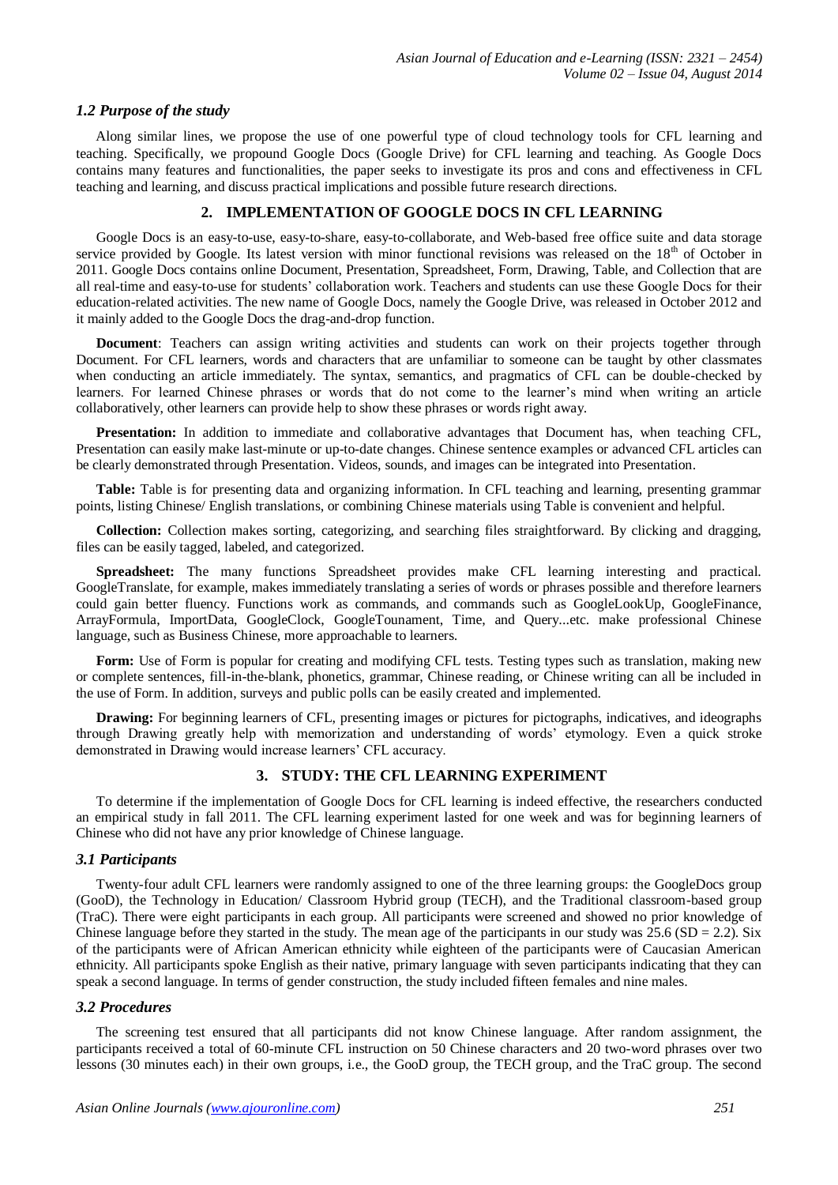### *1.2 Purpose of the study*

Along similar lines, we propose the use of one powerful type of cloud technology tools for CFL learning and teaching. Specifically, we propound Google Docs (Google Drive) for CFL learning and teaching. As Google Docs contains many features and functionalities, the paper seeks to investigate its pros and cons and effectiveness in CFL teaching and learning, and discuss practical implications and possible future research directions.

## 2. IMPLEMENTATION OF GOOGLE DOCS IN CFL LEARNING

Google Docs is an easy-to-use, easy-to-share, easy-to-collaborate, and Web-based free office suite and data storage service provided by Google. Its latest version with minor functional revisions was released on the 18th of October in 2011. Google Docs contains online Document, Presentation, Spreadsheet, Form, Drawing, Table, and Collection that are all real-time and easy-to-use for students' collaboration work. Teachers and students can use these Google Docs for their education-related activities. The new name of Google Docs, namely the Google Drive, was released in October 2012 and it mainly added to the Google Docs the drag-and-drop function.

**Document**: Teachers can assign writing activities and students can work on their projects together through Document. For CFL learners, words and characters that are unfamiliar to someone can be taught by other classmates when conducting an article immediately. The syntax, semantics, and pragmatics of CFL can be double-checked by learners. For learned Chinese phrases or words that do not come to the learner's mind when writing an article collaboratively, other learners can provide help to show these phrases or words right away.

**Presentation:** In addition to immediate and collaborative advantages that Document has, when teaching CFL, Presentation can easily make last-minute or up-to-date changes. Chinese sentence examples or advanced CFL articles can be clearly demonstrated through Presentation. Videos, sounds, and images can be integrated into Presentation.

**Table:** Table is for presenting data and organizing information. In CFL teaching and learning, presenting grammar points, listing Chinese/ English translations, or combining Chinese materials using Table is convenient and helpful.

**Collection:** Collection makes sorting, categorizing, and searching files straightforward. By clicking and dragging, files can be easily tagged, labeled, and categorized.

**Spreadsheet:** The many functions Spreadsheet provides make CFL learning interesting and practical. GoogleTranslate, for example, makes immediately translating a series of words or phrases possible and therefore learners could gain better fluency. Functions work as commands, and commands such as GoogleLookUp, GoogleFinance, ArrayFormula, ImportData, GoogleClock, GoogleTounament, Time, and Query...etc. make professional Chinese language, such as Business Chinese, more approachable to learners.

**Form:** Use of Form is popular for creating and modifying CFL tests. Testing types such as translation, making new or complete sentences, fill-in-the-blank, phonetics, grammar, Chinese reading, or Chinese writing can all be included in the use of Form. In addition, surveys and public polls can be easily created and implemented.

**Drawing:** For beginning learners of CFL, presenting images or pictures for pictographs, indicatives, and ideographs through Drawing greatly help with memorization and understanding of words' etymology. Even a quick stroke demonstrated in Drawing would increase learners' CFL accuracy.

## 3. STUDY: THE CFL LEARNING EXPERIMENT

To determine if the implementation of Google Docs for CFL learning is indeed effective, the researchers conducted an empirical study in fall 2011. The CFL learning experiment lasted for one week and was for beginning learners of Chinese who did not have any prior knowledge of Chinese language.

### *3.1 Participants*

Twenty-four adult CFL learners were randomly assigned to one of the three learning groups: the GoogleDocs group (GooD), the Technology in Education/ Classroom Hybrid group (TECH), and the Traditional classroom-based group (TraC). There were eight participants in each group. All participants were screened and showed no prior knowledge of Chinese language before they started in the study. The mean age of the participants in our study was 25.6 (SD = 2.2). Six of the participants were of African American ethnicity while eighteen of the participants were of Caucasian American ethnicity. All participants spoke English as their native, primary language with seven participants indicating that they can speak a second language. In terms of gender construction, the study included fifteen females and nine males.

### *3.2 Procedures*

The screening test ensured that all participants did not know Chinese language. After random assignment, the participants received a total of 60-minute CFL instruction on 50 Chinese characters and 20 two-word phrases over two lessons (30 minutes each) in their own groups, i.e., the GooD group, the TECH group, and the TraC group. The second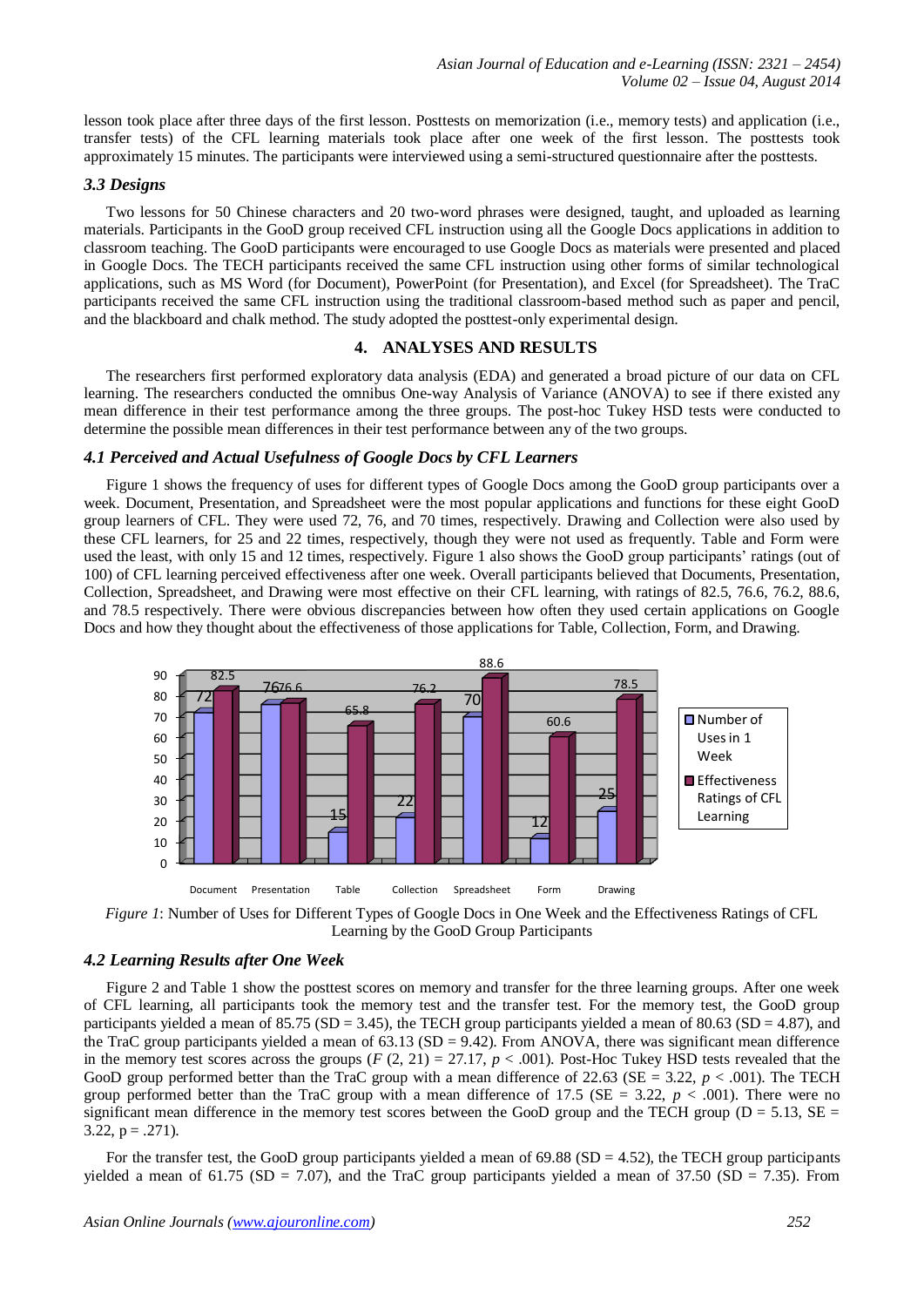lesson took place after three days of the first lesson. Posttests on memorization (i.e., memory tests) and application (i.e., transfer tests) of the CFL learning materials took place after one week of the first lesson. The posttests took approximately 15 minutes. The participants were interviewed using a semi-structured questionnaire after the posttests.

### 3.3 Designs

Two lessons for 50 Chinese characters and 20 two-word phrases were designed, taught, and uploaded as learning materials. Participants in the GooD group received CFL instruction using all the Google Docs applications in addition to classroom teaching. The GooD participants were encouraged to use Google Docs as materials were presented and placed in Google Docs. The TECH participants received the same CFL instruction using other forms of similar technological applications, such as MS Word (for Document), PowerPoint (for Presentation), and Excel (for Spreadsheet). The TraC participants received the same CFL instruction using the traditional classroom-based method such as paper and pencil, and the blackboard and chalk method. The study adopted the posttest-only experimental design.

## 4. ANALYSES AND RESULTS

The researchers first performed exploratory data analysis (EDA) and generated a broad picture of our data on CFL learning. The researchers conducted the omnibus One-way Analysis of Variance (ANOVA) to see if there existed any mean difference in their test performance among the three groups. The post-hoc Tukey HSD tests were conducted to determine the possible mean differences in their test performance between any of the two groups.

### 4.1 Perceived and Actual Usefulness of Google Docs by CFL Learners

Figure 1 shows the frequency of uses for different types of Google Docs among the GooD group participants over a week. Document, Presentation, and Spreadsheet were the most popular applications and functions for these eight GooD group learners of CFL. They were used 72, 76, and 70 times, respectively. Drawing and Collection were also used by these CFL learners, for 25 and 22 times, respectively, though they were not used as frequently. Table and Form were used the least, with only 15 and 12 times, respectively. Figure 1 also shows the GooD group participants' ratings (out of 100) of CFL learning perceived effectiveness after one week. Overall participants believed that Documents, Presentation, Collection, Spreadsheet, and Drawing were most effective on their CFL learning, with ratings of 82.5, 76.6, 76.2, 88.6, and 78.5 respectively. There were obvious discrepancies between how often they used certain applications on Google Docs and how they thought about the effectiveness of those applications for Table, Collection, Form, and Drawing.

| | Document | Presentation | Table | Collection | Spreadsheet | Form | Drawing |
|---|---|---|---|---|---|---|---|
| Number of Uses in 1 Week | 72 | 76 | 15 | 22 | 70 | 12 | 25 |
| Effectiveness Ratings of CFL Learning | 82.5 | 76.6 | 65.8 | 76.2 | 88.6 | 60.6 | 78.5 |

*Figure 1*: Number of Uses for Different Types of Google Docs in One Week and the Effectiveness Ratings of CFL Learning by the GooD Group Participants

### 4.2 Learning Results after One Week

Figure 2 and Table 1 show the posttest scores on memory and transfer for the three learning groups. After one week of CFL learning, all participants took the memory test and the transfer test. For the memory test, the GooD group participants yielded a mean of 85.75 (SD = 3.45), the TECH group participants yielded a mean of 80.63 (SD = 4.87), and the TraC group participants yielded a mean of 63.13 (SD = 9.42). From ANOVA, there was significant mean difference in the memory test scores across the groups ($F$ (2, 21) = 27.17, $p < .001$). Post-Hoc Tukey HSD tests revealed that the GooD group performed better than the TraC group with a mean difference of 22.63 (SE = 3.22, $p < .001$). The TECH group performed better than the TraC group with a mean difference of 17.5 (SE = 3.22, $p < .001$). There were no significant mean difference in the memory test scores between the GooD group and the TECH group (D = 5.13, SE = 3.22, p = .271).

For the transfer test, the GooD group participants yielded a mean of 69.88 (SD = 4.52), the TECH group participants yielded a mean of 61.75 (SD = 7.07), and the TraC group participants yielded a mean of 37.50 (SD = 7.35). From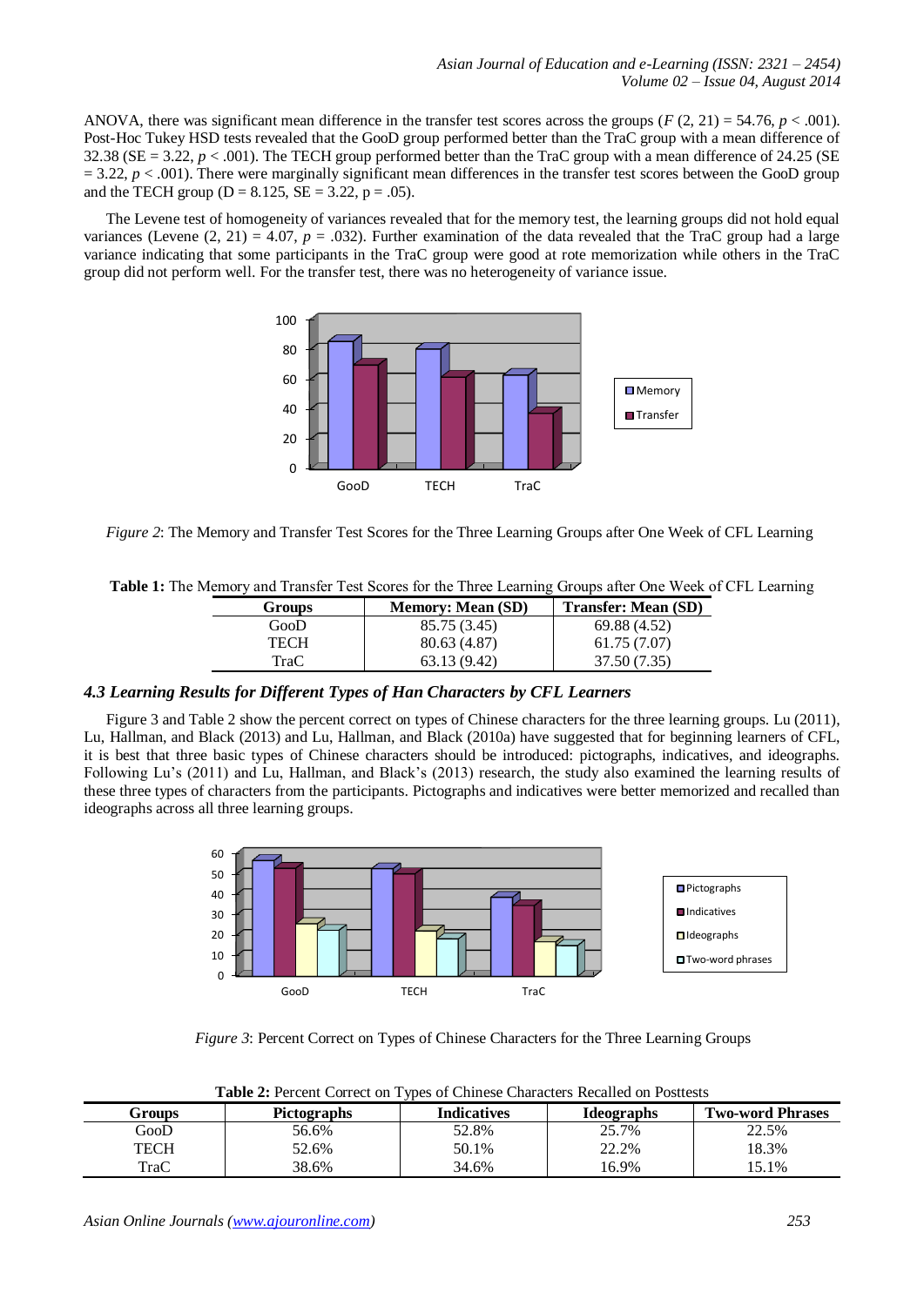ANOVA, there was significant mean difference in the transfer test scores across the groups ($F$ (2, 21) = 54.76, $p < .001$). Post-Hoc Tukey HSD tests revealed that the GooD group performed better than the TraC group with a mean difference of 32.38 (SE = 3.22, $p < .001$). The TECH group performed better than the TraC group with a mean difference of 24.25 (SE = 3.22, $p < .001$). There were marginally significant mean differences in the transfer test scores between the GooD group and the TECH group (D = 8.125, SE = 3.22, p = .05).

The Levene test of homogeneity of variances revealed that for the memory test, the learning groups did not hold equal variances (Levene (2, 21) = 4.07, $p = .032$). Further examination of the data revealed that the TraC group had a large variance indicating that some participants in the TraC group were good at rote memorization while others in the TraC group did not perform well. For the transfer test, there was no heterogeneity of variance issue.

*Figure 2*: The Memory and Transfer Test Scores for the Three Learning Groups after One Week of CFL Learning

**Table 1:** The Memory and Transfer Test Scores for the Three Learning Groups after One Week of CFL Learning

| Groups | Memory: Mean (SD) | Transfer: Mean (SD) |
|---|---|---|
| GooD | 85.75 (3.45) | 69.88 (4.52) |
| TECH | 80.63 (4.87) | 61.75 (7.07) |
| TraC | 63.13 (9.42) | 37.50 (7.35) |

### *4.3 Learning Results for Different Types of Han Characters by CFL Learners*

Figure 3 and Table 2 show the percent correct on types of Chinese characters for the three learning groups. Lu (2011), Lu, Hallman, and Black (2013) and Lu, Hallman, and Black (2010a) have suggested that for beginning learners of CFL, it is best that three basic types of Chinese characters should be introduced: pictographs, indicatives, and ideographs. Following Lu's (2011) and Lu, Hallman, and Black's (2013) research, the study also examined the learning results of these three types of characters from the participants. Pictographs and indicatives were better memorized and recalled than ideographs across all three learning groups.

*Figure 3*: Percent Correct on Types of Chinese Characters for the Three Learning Groups

**Table 2:** Percent Correct on Types of Chinese Characters Recalled on Posttests

| Groups | Pictographs | Indicatives | Ideographs | Two-word Phrases |
|---|---|---|---|---|
| GooD | 56.6% | 52.8% | 25.7% | 22.5% |
| TECH | 52.6% | 50.1% | 22.2% | 18.3% |
| TraC | 38.6% | 34.6% | 16.9% | 15.1% |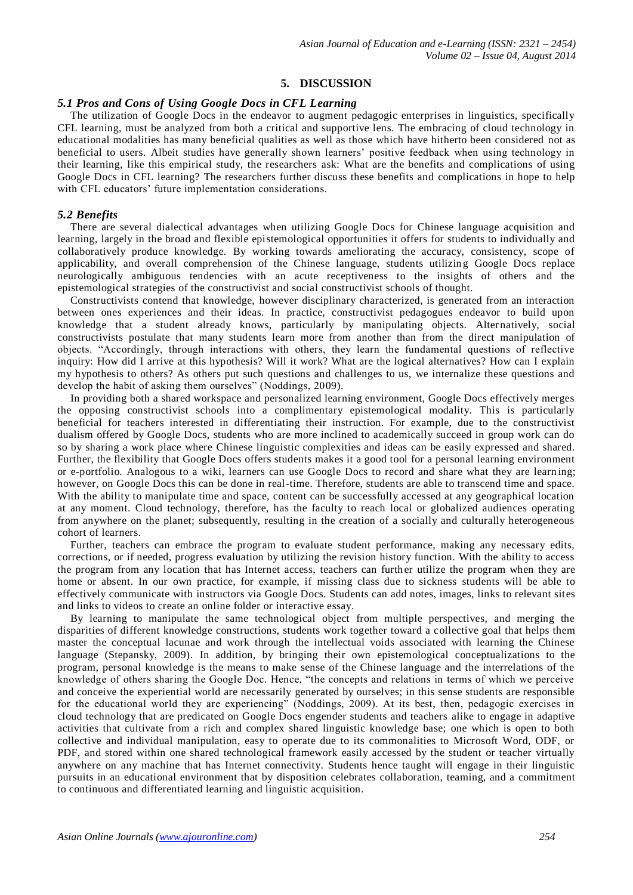## 5. DISCUSSION

### *5.1 Pros and Cons of Using Google Docs in CFL Learning*

The utilization of Google Docs in the endeavor to augment pedagogic enterprises in linguistics, specifically CFL learning, must be analyzed from both a critical and supportive lens. The embracing of cloud technology in educational modalities has many beneficial qualities as well as those which have hitherto been considered not as beneficial to users. Albeit studies have generally shown learners' positive feedback when using technology in their learning, like this empirical study, the researchers ask: What are the benefits and complications of using Google Docs in CFL learning? The researchers further discuss these benefits and complications in hope to help with CFL educators' future implementation considerations.

### *5.2 Benefits*

There are several dialectical advantages when utilizing Google Docs for Chinese language acquisition and learning, largely in the broad and flexible epistemological opportunities it offers for students to individually and collaboratively produce knowledge. By working towards ameliorating the accuracy, consistency, scope of applicability, and overall comprehension of the Chinese language, students utilizing Google Docs replace neurologically ambiguous tendencies with an acute receptiveness to the insights of others and the epistemological strategies of the constructivist and social constructivist schools of thought.

Constructivists contend that knowledge, however disciplinary characterized, is generated from an interaction between ones experiences and their ideas. In practice, constructivist pedagogues endeavor to build upon knowledge that a student already knows, particularly by manipulating objects. Alternatively, social constructivists postulate that many students learn more from another than from the direct manipulation of objects. "Accordingly, through interactions with others, they learn the fundamental questions of reflective inquiry: How did I arrive at this hypothesis? Will it work? What are the logical alternatives? How can I explain my hypothesis to others? As others put such questions and challenges to us, we internalize these questions and develop the habit of asking them ourselves" (Noddings, 2009).

In providing both a shared workspace and personalized learning environment, Google Docs effectively merges the opposing constructivist schools into a complimentary epistemological modality. This is particularly beneficial for teachers interested in differentiating their instruction. For example, due to the constructivist dualism offered by Google Docs, students who are more inclined to academically succeed in group work can do so by sharing a work place where Chinese linguistic complexities and ideas can be easily expressed and shared. Further, the flexibility that Google Docs offers students makes it a good tool for a personal learning environment or e-portfolio. Analogous to a wiki, learners can use Google Docs to record and share what they are learning; however, on Google Docs this can be done in real-time. Therefore, students are able to transcend time and space. With the ability to manipulate time and space, content can be successfully accessed at any geographical location at any moment. Cloud technology, therefore, has the faculty to reach local or globalized audiences operating from anywhere on the planet; subsequently, resulting in the creation of a socially and culturally heterogeneous cohort of learners.

Further, teachers can embrace the program to evaluate student performance, making any necessary edits, corrections, or if needed, progress evaluation by utilizing the revision history function. With the ability to access the program from any location that has Internet access, teachers can further utilize the program when they are home or absent. In our own practice, for example, if missing class due to sickness students will be able to effectively communicate with instructors via Google Docs. Students can add notes, images, links to relevant sites and links to videos to create an online folder or interactive essay.

By learning to manipulate the same technological object from multiple perspectives, and merging the disparities of different knowledge constructions, students work together toward a collective goal that helps them master the conceptual lacunae and work through the intellectual voids associated with learning the Chinese language (Stepansky, 2009). In addition, by bringing their own epistemological conceptualizations to the program, personal knowledge is the means to make sense of the Chinese language and the interrelations of the knowledge of others sharing the Google Doc. Hence, "the concepts and relations in terms of which we perceive and conceive the experiential world are necessarily generated by ourselves; in this sense students are responsible for the educational world they are experiencing" (Noddings, 2009). At its best, then, pedagogic exercises in cloud technology that are predicated on Google Docs engender students and teachers alike to engage in adaptive activities that cultivate from a rich and complex shared linguistic knowledge base; one which is open to both collective and individual manipulation, easy to operate due to its commonalities to Microsoft Word, ODF, or PDF, and stored within one shared technological framework easily accessed by the student or teacher virtually anywhere on any machine that has Internet connectivity. Students hence taught will engage in their linguistic pursuits in an educational environment that by disposition celebrates collaboration, teaming, and a commitment to continuous and differentiated learning and linguistic acquisition.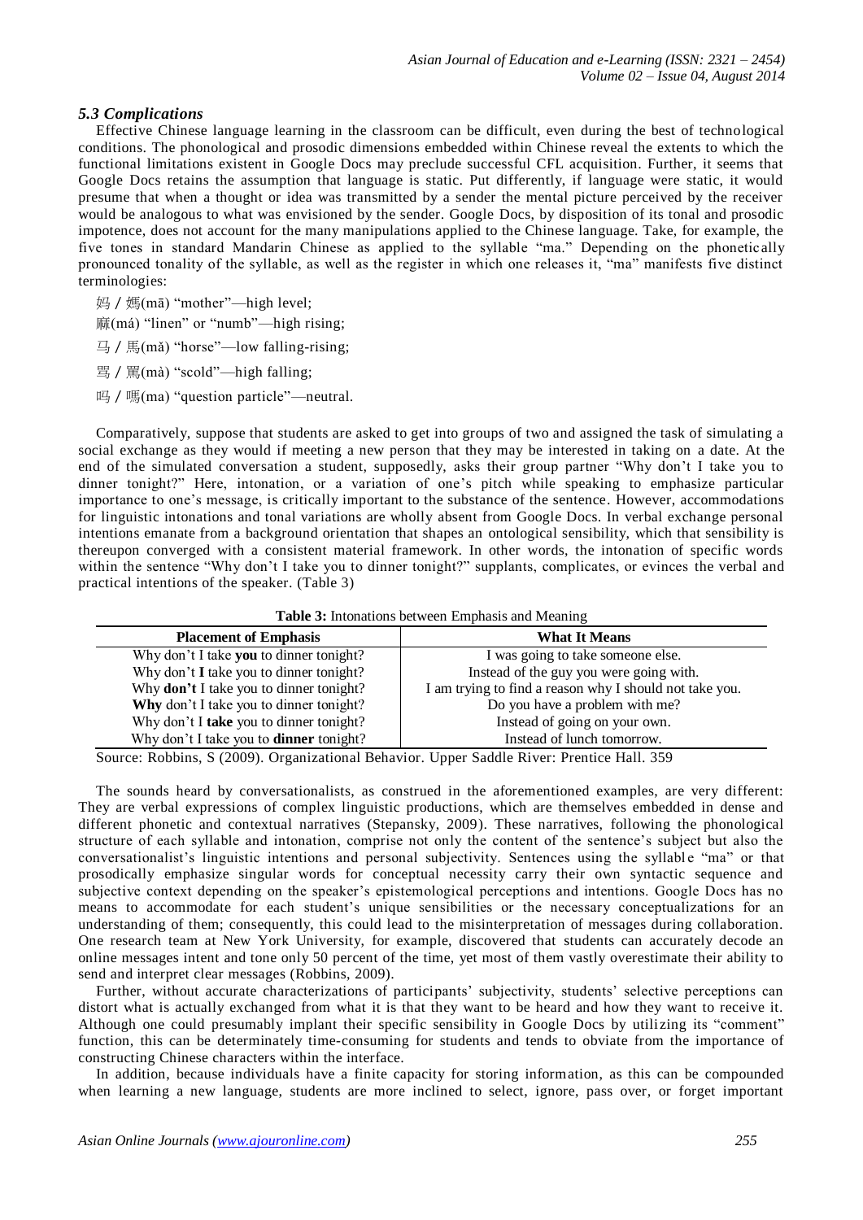### *5.3 Complications*

Effective Chinese language learning in the classroom can be difficult, even during the best of technological conditions. The phonological and prosodic dimensions embedded within Chinese reveal the extents to which the functional limitations existent in Google Docs may preclude successful CFL acquisition. Further, it seems that Google Docs retains the assumption that language is static. Put differently, if language were static, it would presume that when a thought or idea was transmitted by a sender the mental picture perceived by the receiver would be analogous to what was envisioned by the sender. Google Docs, by disposition of its tonal and prosodic impotence, does not account for the many manipulations applied to the Chinese language. Take, for example, the five tones in standard Mandarin Chinese as applied to the syllable "ma." Depending on the phonetically pronounced tonality of the syllable, as well as the register in which one releases it, "ma" manifests five distinct terminologies:

妈 / 媽(mā) "mother"—high level;
麻(má) "linen" or "numb"—high rising;
马 / 馬(mǎ) "horse"—low falling-rising;
骂 / 罵(mà) "scold"—high falling;
吗 / 嗎(ma) "question particle"—neutral.

Comparatively, suppose that students are asked to get into groups of two and assigned the task of simulating a social exchange as they would if meeting a new person that they may be interested in taking on a date. At the end of the simulated conversation a student, supposedly, asks their group partner "Why don't I take you to dinner tonight?" Here, intonation, or a variation of one's pitch while speaking to emphasize particular importance to one's message, is critically important to the substance of the sentence. However, accommodations for linguistic intonations and tonal variations are wholly absent from Google Docs. In verbal exchange personal intentions emanate from a background orientation that shapes an ontological sensibility, which that sensibility is thereupon converged with a consistent material framework. In other words, the intonation of specific words within the sentence "Why don't I take you to dinner tonight?" supplants, complicates, or evinces the verbal and practical intentions of the speaker. (Table 3)

**Table 3:** Intonations between Emphasis and Meaning

| Placement of Emphasis | What It Means |
|---|---|
| Why don't I take **you** to dinner tonight? | I was going to take someone else. |
| Why don't **I** take you to dinner tonight? | Instead of the guy you were going with. |
| Why **don't** I take you to dinner tonight? | I am trying to find a reason why I should not take you. |
| **Why** don't I take you to dinner tonight? | Do you have a problem with me? |
| Why don't I **take** you to dinner tonight? | Instead of going on your own. |
| Why don't I take you to **dinner** tonight? | Instead of lunch tomorrow. |

Source: Robbins, S (2009). Organizational Behavior. Upper Saddle River: Prentice Hall. 359

The sounds heard by conversationalists, as construed in the aforementioned examples, are very different: They are verbal expressions of complex linguistic productions, which are themselves embedded in dense and different phonetic and contextual narratives (Stepansky, 2009). These narratives, following the phonological structure of each syllable and intonation, comprise not only the content of the sentence's subject but also the conversationalist's linguistic intentions and personal subjectivity. Sentences using the syllable "ma" or that prosodically emphasize singular words for conceptual necessity carry their own syntactic sequence and subjective context depending on the speaker's epistemological perceptions and intentions. Google Docs has no means to accommodate for each student's unique sensibilities or the necessary conceptualizations for an understanding of them; consequently, this could lead to the misinterpretation of messages during collaboration. One research team at New York University, for example, discovered that students can accurately decode an online messages intent and tone only 50 percent of the time, yet most of them vastly overestimate their ability to send and interpret clear messages (Robbins, 2009).

Further, without accurate characterizations of participants' subjectivity, students' selective perceptions can distort what is actually exchanged from what it is that they want to be heard and how they want to receive it. Although one could presumably implant their specific sensibility in Google Docs by utilizing its "comment" function, this can be determinately time-consuming for students and tends to obviate from the importance of constructing Chinese characters within the interface.

In addition, because individuals have a finite capacity for storing information, as this can be compounded when learning a new language, students are more inclined to select, ignore, pass over, or forget important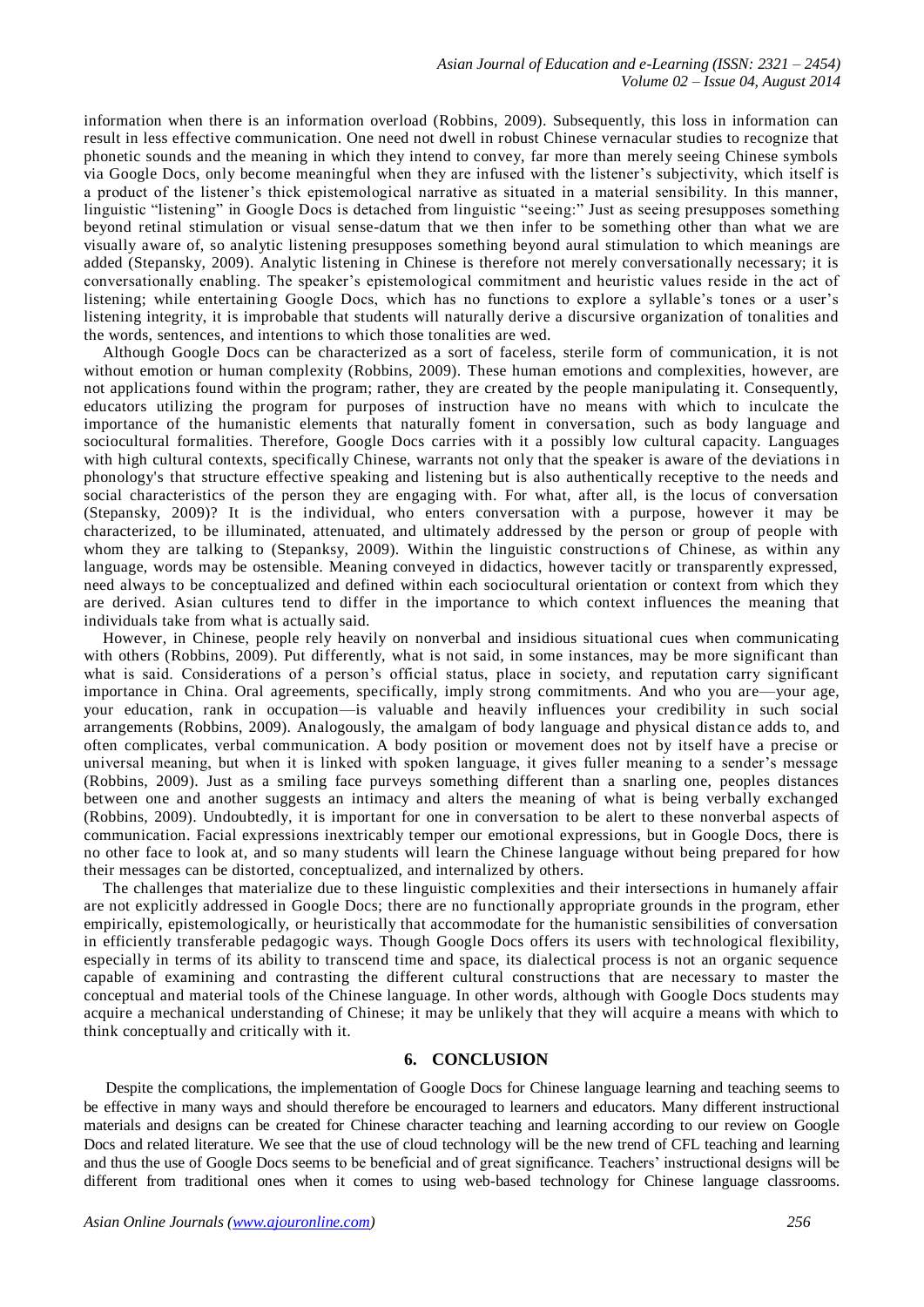information when there is an information overload (Robbins, 2009). Subsequently, this loss in information can result in less effective communication. One need not dwell in robust Chinese vernacular studies to recognize that phonetic sounds and the meaning in which they intend to convey, far more than merely seeing Chinese symbols via Google Docs, only become meaningful when they are infused with the listener's subjectivity, which itself is a product of the listener's thick epistemological narrative as situated in a material sensibility. In this manner, linguistic "listening" in Google Docs is detached from linguistic "seeing:" Just as seeing presupposes something beyond retinal stimulation or visual sense-datum that we then infer to be something other than what we are visually aware of, so analytic listening presupposes something beyond aural stimulation to which meanings are added (Stepansky, 2009). Analytic listening in Chinese is therefore not merely conversationally necessary; it is conversationally enabling. The speaker's epistemological commitment and heuristic values reside in the act of listening; while entertaining Google Docs, which has no functions to explore a syllable's tones or a user's listening integrity, it is improbable that students will naturally derive a discursive organization of tonalities and the words, sentences, and intentions to which those tonalities are wed.

Although Google Docs can be characterized as a sort of faceless, sterile form of communication, it is not without emotion or human complexity (Robbins, 2009). These human emotions and complexities, however, are not applications found within the program; rather, they are created by the people manipulating it. Consequently, educators utilizing the program for purposes of instruction have no means with which to inculcate the importance of the humanistic elements that naturally foment in conversation, such as body language and sociocultural formalities. Therefore, Google Docs carries with it a possibly low cultural capacity. Languages with high cultural contexts, specifically Chinese, warrants not only that the speaker is aware of the deviations in phonology's that structure effective speaking and listening but is also authentically receptive to the needs and social characteristics of the person they are engaging with. For what, after all, is the locus of conversation (Stepansky, 2009)? It is the individual, who enters conversation with a purpose, however it may be characterized, to be illuminated, attenuated, and ultimately addressed by the person or group of people with whom they are talking to (Stepanksy, 2009). Within the linguistic constructions of Chinese, as within any language, words may be ostensible. Meaning conveyed in didactics, however tacitly or transparently expressed, need always to be conceptualized and defined within each sociocultural orientation or context from which they are derived. Asian cultures tend to differ in the importance to which context influences the meaning that individuals take from what is actually said.

However, in Chinese, people rely heavily on nonverbal and insidious situational cues when communicating with others (Robbins, 2009). Put differently, what is not said, in some instances, may be more significant than what is said. Considerations of a person's official status, place in society, and reputation carry significant importance in China. Oral agreements, specifically, imply strong commitments. And who you are—your age, your education, rank in occupation—is valuable and heavily influences your credibility in such social arrangements (Robbins, 2009). Analogously, the amalgam of body language and physical distance adds to, and often complicates, verbal communication. A body position or movement does not by itself have a precise or universal meaning, but when it is linked with spoken language, it gives fuller meaning to a sender's message (Robbins, 2009). Just as a smiling face purveys something different than a snarling one, peoples distances between one and another suggests an intimacy and alters the meaning of what is being verbally exchanged (Robbins, 2009). Undoubtedly, it is important for one in conversation to be alert to these nonverbal aspects of communication. Facial expressions inextricably temper our emotional expressions, but in Google Docs, there is no other face to look at, and so many students will learn the Chinese language without being prepared for how their messages can be distorted, conceptualized, and internalized by others.

The challenges that materialize due to these linguistic complexities and their intersections in humanely affair are not explicitly addressed in Google Docs; there are no functionally appropriate grounds in the program, ether empirically, epistemologically, or heuristically that accommodate for the humanistic sensibilities of conversation in efficiently transferable pedagogic ways. Though Google Docs offers its users with technological flexibility, especially in terms of its ability to transcend time and space, its dialectical process is not an organic sequence capable of examining and contrasting the different cultural constructions that are necessary to master the conceptual and material tools of the Chinese language. In other words, although with Google Docs students may acquire a mechanical understanding of Chinese; it may be unlikely that they will acquire a means with which to think conceptually and critically with it.

## 6. CONCLUSION

Despite the complications, the implementation of Google Docs for Chinese language learning and teaching seems to be effective in many ways and should therefore be encouraged to learners and educators. Many different instructional materials and designs can be created for Chinese character teaching and learning according to our review on Google Docs and related literature. We see that the use of cloud technology will be the new trend of CFL teaching and learning and thus the use of Google Docs seems to be beneficial and of great significance. Teachers' instructional designs will be different from traditional ones when it comes to using web-based technology for Chinese language classrooms.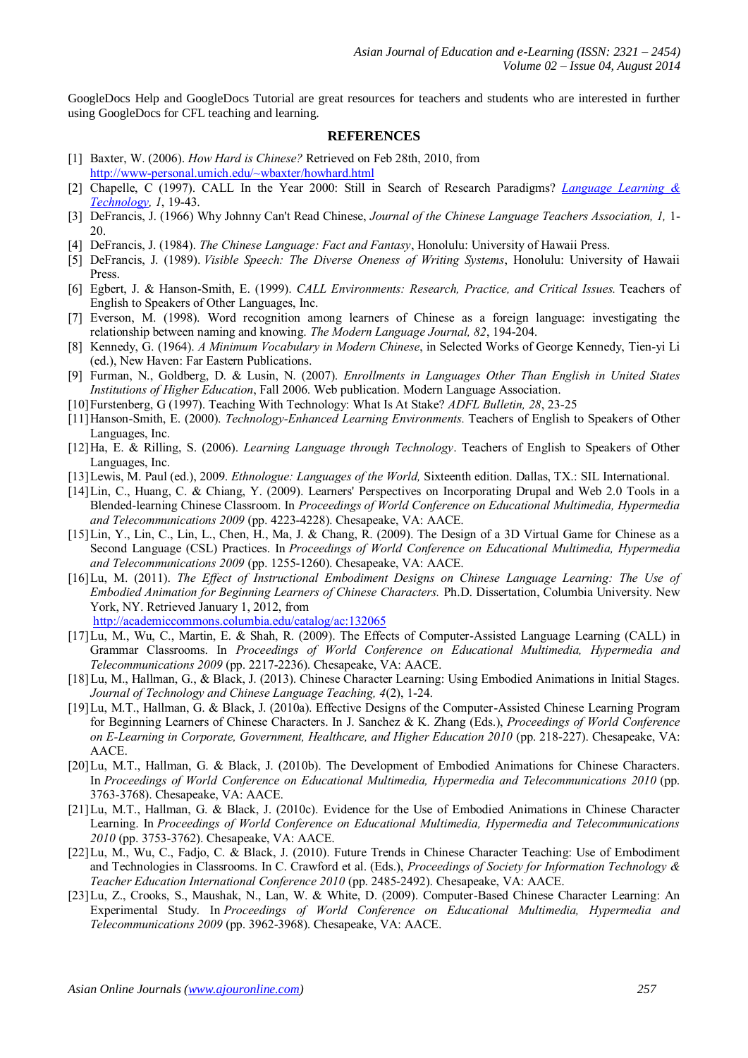GoogleDocs Help and GoogleDocs Tutorial are great resources for teachers and students who are interested in further using GoogleDocs for CFL teaching and learning.

## REFERENCES

1. Baxter, W. (2006). *How Hard is Chinese?* Retrieved on Feb 28th, 2010, from http://www-personal.umich.edu/~wbaxter/howhard.html
2. Chapelle, C (1997). CALL In the Year 2000: Still in Search of Research Paradigms? *Language Learning & Technology, 1*, 19-43.
3. DeFrancis, J. (1966) Why Johnny Can't Read Chinese, *Journal of the Chinese Language Teachers Association, 1,* 1-20.
4. DeFrancis, J. (1984). *The Chinese Language: Fact and Fantasy*, Honolulu: University of Hawaii Press.
5. DeFrancis, J. (1989). *Visible Speech: The Diverse Oneness of Writing Systems*, Honolulu: University of Hawaii Press.
6. Egbert, J. & Hanson-Smith, E. (1999). *CALL Environments: Research, Practice, and Critical Issues.* Teachers of English to Speakers of Other Languages, Inc.
7. Everson, M. (1998). Word recognition among learners of Chinese as a foreign language: investigating the relationship between naming and knowing. *The Modern Language Journal, 82*, 194-204.
8. Kennedy, G. (1964). *A Minimum Vocabulary in Modern Chinese*, in Selected Works of George Kennedy, Tien-yi Li (ed.), New Haven: Far Eastern Publications.
9. Furman, N., Goldberg, D. & Lusin, N. (2007). *Enrollments in Languages Other Than English in United States Institutions of Higher Education*, Fall 2006. Web publication. Modern Language Association.
10. Furstenberg, G (1997). Teaching With Technology: What Is At Stake? *ADFL Bulletin, 28*, 23-25
11. Hanson-Smith, E. (2000). *Technology-Enhanced Learning Environments.* Teachers of English to Speakers of Other Languages, Inc.
12. Ha, E. & Rilling, S. (2006). *Learning Language through Technology*. Teachers of English to Speakers of Other Languages, Inc.
13. Lewis, M. Paul (ed.), 2009. *Ethnologue: Languages of the World,* Sixteenth edition. Dallas, TX.: SIL International.
14. Lin, C., Huang, C. & Chiang, Y. (2009). Learners' Perspectives on Incorporating Drupal and Web 2.0 Tools in a Blended-learning Chinese Classroom. In *Proceedings of World Conference on Educational Multimedia, Hypermedia and Telecommunications 2009* (pp. 4223-4228). Chesapeake, VA: AACE.
15. Lin, Y., Lin, C., Lin, L., Chen, H., Ma, J. & Chang, R. (2009). The Design of a 3D Virtual Game for Chinese as a Second Language (CSL) Practices. In *Proceedings of World Conference on Educational Multimedia, Hypermedia and Telecommunications 2009* (pp. 1255-1260). Chesapeake, VA: AACE.
16. Lu, M. (2011). *The Effect of Instructional Embodiment Designs on Chinese Language Learning: The Use of Embodied Animation for Beginning Learners of Chinese Characters.* Ph.D. Dissertation, Columbia University. New York, NY. Retrieved January 1, 2012, from http://academiccommons.columbia.edu/catalog/ac:132065
17. Lu, M., Wu, C., Martin, E. & Shah, R. (2009). The Effects of Computer-Assisted Language Learning (CALL) in Grammar Classrooms. In *Proceedings of World Conference on Educational Multimedia, Hypermedia and Telecommunications 2009* (pp. 2217-2236). Chesapeake, VA: AACE.
18. Lu, M., Hallman, G., & Black, J. (2013). Chinese Character Learning: Using Embodied Animations in Initial Stages. *Journal of Technology and Chinese Language Teaching, 4*(2), 1-24.
19. Lu, M.T., Hallman, G. & Black, J. (2010a). Effective Designs of the Computer-Assisted Chinese Learning Program for Beginning Learners of Chinese Characters. In J. Sanchez & K. Zhang (Eds.), *Proceedings of World Conference on E-Learning in Corporate, Government, Healthcare, and Higher Education 2010* (pp. 218-227). Chesapeake, VA: AACE.
20. Lu, M.T., Hallman, G. & Black, J. (2010b). The Development of Embodied Animations for Chinese Characters. In *Proceedings of World Conference on Educational Multimedia, Hypermedia and Telecommunications 2010* (pp. 3763-3768). Chesapeake, VA: AACE.
21. Lu, M.T., Hallman, G. & Black, J. (2010c). Evidence for the Use of Embodied Animations in Chinese Character Learning. In *Proceedings of World Conference on Educational Multimedia, Hypermedia and Telecommunications 2010* (pp. 3753-3762). Chesapeake, VA: AACE.
22. Lu, M., Wu, C., Fadjo, C. & Black, J. (2010). Future Trends in Chinese Character Teaching: Use of Embodiment and Technologies in Classrooms. In C. Crawford et al. (Eds.), *Proceedings of Society for Information Technology & Teacher Education International Conference 2010* (pp. 2485-2492). Chesapeake, VA: AACE.
23. Lu, Z., Crooks, S., Maushak, N., Lan, W. & White, D. (2009). Computer-Based Chinese Character Learning: An Experimental Study. In *Proceedings of World Conference on Educational Multimedia, Hypermedia and Telecommunications 2009* (pp. 3962-3968). Chesapeake, VA: AACE.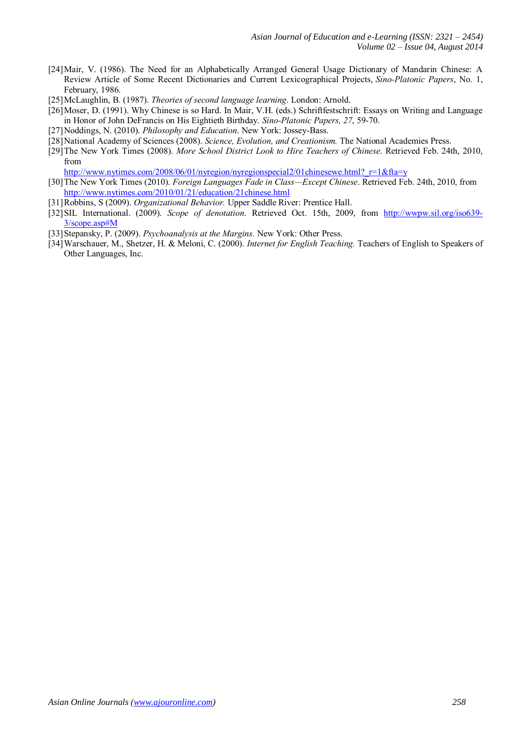[24] Mair, V. (1986). The Need for an Alphabetically Arranged General Usage Dictionary of Mandarin Chinese: A Review Article of Some Recent Dictionaries and Current Lexicographical Projects, *Sino-Platonic Papers*, No. 1, February, 1986.

[25] McLaughlin, B. (1987). *Theories of second language learning*. London: Arnold.

[26] Moser, D. (1991). Why Chinese is so Hard. In Mair, V.H. (eds.) Schriftfestschrift: Essays on Writing and Language in Honor of John DeFrancis on His Eightieth Birthday. *Sino-Platonic Papers, 27*, 59-70.

[27] Noddings, N. (2010). *Philosophy and Education*. New York: Jossey-Bass.

[28] National Academy of Sciences (2008). *Science, Evolution, and Creationism.* The National Academies Press.

[29] The New York Times (2008). *More School District Look to Hire Teachers of Chinese*. Retrieved Feb. 24th, 2010, from http://www.nytimes.com/2008/06/01/nyregion/nyregionspecial2/01chinesewe.html?_r=1&fta=y

[30] The New York Times (2010). *Foreign Languages Fade in Class—Except Chinese*. Retrieved Feb. 24th, 2010, from http://www.nytimes.com/2010/01/21/education/21chinese.html

[31] Robbins, S (2009). *Organizational Behavior.* Upper Saddle River: Prentice Hall.

[32] SIL International. (2009). *Scope of denotation*. Retrieved Oct. 15th, 2009, from http://wwpw.sil.org/iso639-3/scope.asp#M

[33] Stepansky, P. (2009). *Psychoanalysis at the Margins.* New York: Other Press.

[34] Warschauer, M., Shetzer, H. & Meloni, C. (2000). *Internet for English Teaching.* Teachers of English to Speakers of Other Languages, Inc.